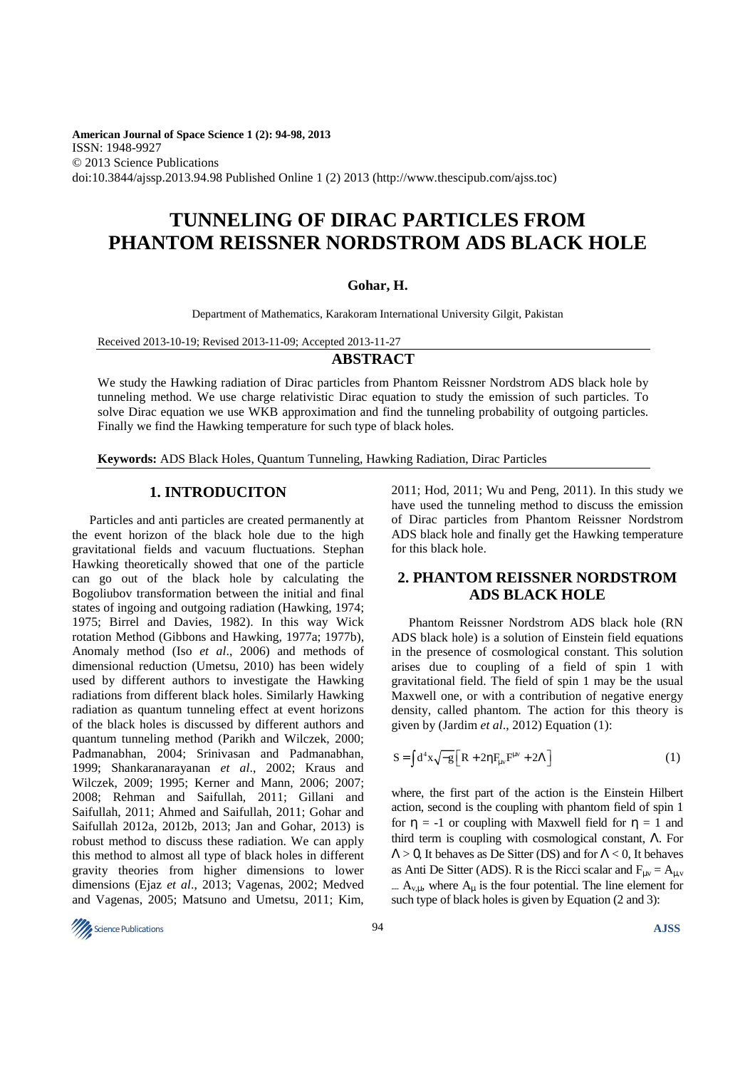American Journal of Space Science 1 (2): 94-98, 2013
ISSN: 1948-9927
© 2013 Science Publications
doi:10.3844/ajssp.2013.94.98 Published Online 1 (2) 2013 (http://www.thescipub.com/ajss.toc)

# TUNNELING OF DIRAC PARTICLES FROM PHANTOM REISSNER NORDSTROM ADS BLACK HOLE

**Gohar, H.**

Department of Mathematics, Karakoram International University Gilgit, Pakistan

Received 2013-10-19; Revised 2013-11-09; Accepted 2013-11-27

## ABSTRACT

We study the Hawking radiation of Dirac particles from Phantom Reissner Nordstrom ADS black hole by tunneling method. We use charge relativistic Dirac equation to study the emission of such particles. To solve Dirac equation we use WKB approximation and find the tunneling probability of outgoing particles. Finally we find the Hawking temperature for such type of black holes.

**Keywords:** ADS Black Holes, Quantum Tunneling, Hawking Radiation, Dirac Particles

## 1. INTRODUCITON

Particles and anti particles are created permanently at the event horizon of the black hole due to the high gravitational fields and vacuum fluctuations. Stephan Hawking theoretically showed that one of the particle can go out of the black hole by calculating the Bogoliubov transformation between the initial and final states of ingoing and outgoing radiation (Hawking, 1974; 1975; Birrel and Davies, 1982). In this way Wick rotation Method (Gibbons and Hawking, 1977a; 1977b), Anomaly method (Iso *et al*., 2006) and methods of dimensional reduction (Umetsu, 2010) has been widely used by different authors to investigate the Hawking radiations from different black holes. Similarly Hawking radiation as quantum tunneling effect at event horizons of the black holes is discussed by different authors and quantum tunneling method (Parikh and Wilczek, 2000; Padmanabhan, 2004; Srinivasan and Padmanabhan, 1999; Shankaranarayanan *et al*., 2002; Kraus and Wilczek, 2009; 1995; Kerner and Mann, 2006; 2007; 2008; Rehman and Saifullah, 2011; Gillani and Saifullah, 2011; Ahmed and Saifullah, 2011; Gohar and Saifullah 2012a, 2012b, 2013; Jan and Gohar, 2013) is robust method to discuss these radiation. We can apply this method to almost all type of black holes in different gravity theories from higher dimensions to lower dimensions (Ejaz *et al*., 2013; Vagenas, 2002; Medved and Vagenas, 2005; Matsuno and Umetsu, 2011; Kim, 2011; Hod, 2011; Wu and Peng, 2011). In this study we have used the tunneling method to discuss the emission of Dirac particles from Phantom Reissner Nordstrom ADS black hole and finally get the Hawking temperature for this black hole.

## 2. PHANTOM REISSNER NORDSTROM ADS BLACK HOLE

Phantom Reissner Nordstrom ADS black hole (RN ADS black hole) is a solution of Einstein field equations in the presence of cosmological constant. This solution arises due to coupling of a field of spin 1 with gravitational field. The field of spin 1 may be the usual Maxwell one, or with a contribution of negative energy density, called phantom. The action for this theory is given by (Jardim *et al*., 2012) Equation (1):

$$S = \int d^4x\sqrt{-g}\left[R + 2\eta F_{\mu\nu}F^{\mu\nu} + 2\Lambda\right] \tag{1}$$

where, the first part of the action is the Einstein Hilbert action, second is the coupling with phantom field of spin 1 for $\eta = -1$ or coupling with Maxwell field for $\eta = 1$ and third term is coupling with cosmological constant, $\Lambda$. For $\Lambda > 0$, It behaves as De Sitter (DS) and for $\Lambda < 0$, It behaves as Anti De Sitter (ADS). R is the Ricci scalar and $F_{\mu\nu} = A_{\mu,\nu} - A_{\nu,\mu}$, where $A_\mu$ is the four potential. The line element for such type of black holes is given by Equation (2 and 3):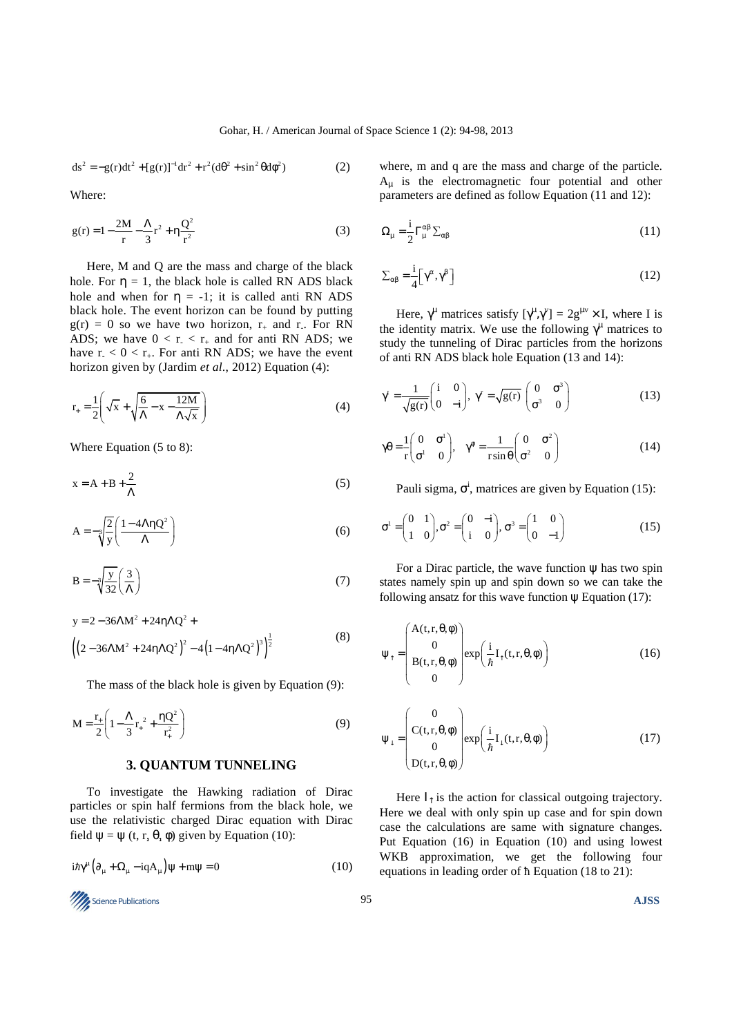$$ds^2 = -g(r)dt^2 + [g(r)]^{-1}dr^2 + r^2(d\theta^2 + \sin^2\theta d\phi^2) \tag{2}$$

Where:

$$g(r) = 1 - \frac{2M}{r} - \frac{\Lambda}{3}r^2 + \eta\frac{Q^2}{r^2} \tag{3}$$

Here, M and Q are the mass and charge of the black hole. For $\eta = 1$, the black hole is called RN ADS black hole and when for $\eta = -1$; it is called anti RN ADS black hole. The event horizon can be found by putting $g(r) = 0$ so we have two horizon, $r_+$ and $r_-$. For RN ADS; we have $0 < r_- < r_+$ and for anti RN ADS; we have $r_- < 0 < r_+$. For anti RN ADS; we have the event horizon given by (Jardim *et al*., 2012) Equation (4):

$$r_+ = \frac{1}{2}\left(\sqrt{x} + \sqrt{\frac{6}{\Lambda} - x - \frac{12M}{\Lambda\sqrt{x}}}\right) \tag{4}$$

Where Equation (5 to 8):

$$x = A + B + \frac{2}{\Lambda} \tag{5}$$

$$A = -\sqrt[3]{\frac{2}{y}}\left(\frac{1 - 4\Lambda\eta Q^2}{\Lambda}\right) \tag{6}$$

$$B = -\sqrt[3]{\frac{y}{32}}\left(\frac{3}{\Lambda}\right) \tag{7}$$

$$y = 2 - 36\Lambda M^2 + 24\eta\Lambda Q^2 + \left(\left(2 - 36\Lambda M^2 + 24\eta\Lambda Q^2\right)^2 - 4\left(1 - 4\eta\Lambda Q^2\right)^3\right)^{\frac{1}{2}} \tag{8}$$

The mass of the black hole is given by Equation (9):

$$M = \frac{r_+}{2}\left(1 - \frac{\Lambda}{3}r_+^2 + \frac{\eta Q^2}{r_+^2}\right) \tag{9}$$

## 3. QUANTUM TUNNELING

To investigate the Hawking radiation of Dirac particles or spin half fermions from the black hole, we use the relativistic charged Dirac equation with Dirac field $\psi = \psi(t, r, \theta, \phi)$ given by Equation (10):

$$i\hbar\gamma^\mu\left(\partial_\mu + \Omega_\mu - iqA_\mu\right)\psi + m\psi = 0 \tag{10}$$

where, m and q are the mass and charge of the particle. $A_\mu$ is the electromagnetic four potential and other parameters are defined as follow Equation (11 and 12):

$$\Omega_\mu = \frac{i}{2}\Gamma^{\alpha\beta}_{\ \ \mu}\Sigma_{\alpha\beta} \tag{11}$$

$$\Sigma_{\alpha\beta} = \frac{i}{4}\left[\gamma^\alpha, \gamma^\beta\right] \tag{12}$$

Here, $\gamma^\mu$ matrices satisfy $[\gamma^\mu, \gamma^\nu] = 2g^{\mu\nu} \times I$, where I is the identity matrix. We use the following $\gamma^\mu$ matrices to study the tunneling of Dirac particles from the horizons of anti RN ADS black hole Equation (13 and 14):

$$\gamma^t = \frac{1}{\sqrt{g(r)}}\begin{pmatrix} i & 0 \\ 0 & -i \end{pmatrix},\ \gamma^r = \sqrt{g(r)}\begin{pmatrix} 0 & \sigma^3 \\ \sigma^3 & 0 \end{pmatrix} \tag{13}$$

$$\gamma^\theta = \frac{1}{r}\begin{pmatrix} 0 & \sigma^1 \\ \sigma^1 & 0 \end{pmatrix},\quad \gamma^\phi = \frac{1}{r\sin\theta}\begin{pmatrix} 0 & \sigma^2 \\ \sigma^2 & 0 \end{pmatrix} \tag{14}$$

Pauli sigma, $\sigma^i$, matrices are given by Equation (15):

$$\sigma^1 = \begin{pmatrix} 0 & 1 \\ 1 & 0 \end{pmatrix}, \sigma^2 = \begin{pmatrix} 0 & -i \\ i & 0 \end{pmatrix}, \sigma^3 = \begin{pmatrix} 1 & 0 \\ 0 & -1 \end{pmatrix} \tag{15}$$

For a Dirac particle, the wave function $\psi$ has two spin states namely spin up and spin down so we can take the following ansatz for this wave function $\psi$ Equation (17):

$$\psi_\uparrow = \begin{pmatrix} A(t,r,\theta,\phi) \\ 0 \\ B(t,r,\theta,\phi) \\ 0 \end{pmatrix}\exp\left(\frac{i}{\hbar}I_\uparrow(t,r,\theta,\phi)\right) \tag{16}$$

$$\psi_\downarrow = \begin{pmatrix} 0 \\ C(t,r,\theta,\phi) \\ 0 \\ D(t,r,\theta,\phi) \end{pmatrix}\exp\left(\frac{i}{\hbar}I_\downarrow(t,r,\theta,\phi)\right) \tag{17}$$

Here $I_\uparrow$ is the action for classical outgoing trajectory. Here we deal with only spin up case and for spin down case the calculations are same with signature changes. Put Equation (16) in Equation (10) and using lowest WKB approximation, we get the following four equations in leading order of $\hbar$ Equation (18 to 21):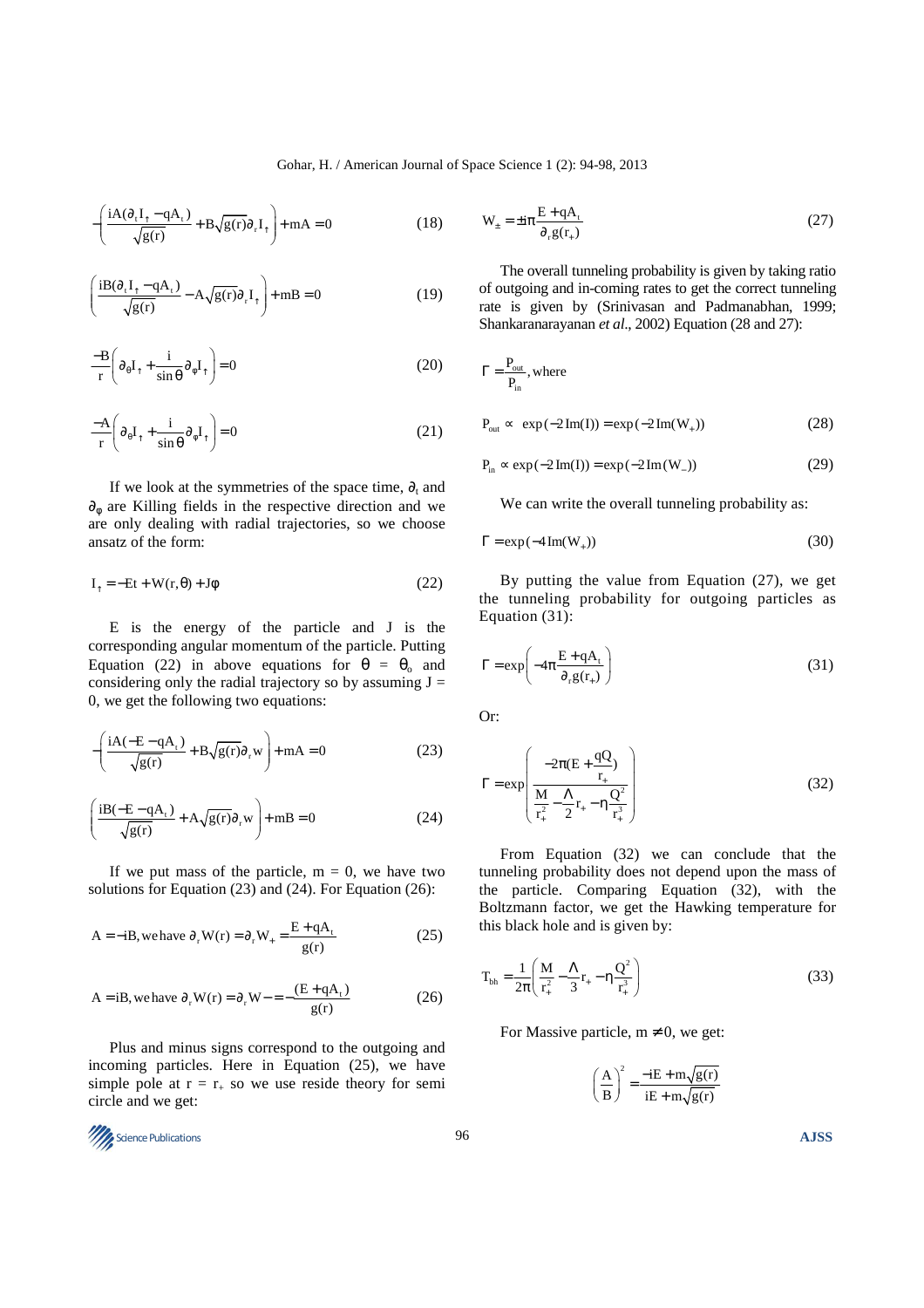$$-\left(\frac{iA(\partial_t I_\uparrow - qA_t)}{\sqrt{g(r)}} + B\sqrt{g(r)}\partial_r I_\uparrow\right) + mA = 0 \tag{18}$$

$$\left(\frac{iB(\partial_t I_\uparrow - qA_t)}{\sqrt{g(r)}} - A\sqrt{g(r)}\partial_r I_\uparrow\right) + mB = 0 \tag{19}$$

$$\frac{-B}{r}\left(\partial_\theta I_\uparrow + \frac{i}{\sin\theta}\partial_\phi I_\uparrow\right) = 0 \tag{20}$$

$$\frac{-A}{r}\left(\partial_\theta I_\uparrow + \frac{i}{\sin\theta}\partial_\phi I_\uparrow\right) = 0 \tag{21}$$

If we look at the symmetries of the space time, $\partial_t$ and $\partial_\phi$ are Killing fields in the respective direction and we are only dealing with radial trajectories, so we choose ansatz of the form:

$$I_\uparrow = -Et + W(r,\theta) + J\phi \tag{22}$$

E is the energy of the particle and J is the corresponding angular momentum of the particle. Putting Equation (22) in above equations for $\theta = \theta_o$ and considering only the radial trajectory so by assuming $J = 0$, we get the following two equations:

$$-\left(\frac{iA(-E - qA_t)}{\sqrt{g(r)}} + B\sqrt{g(r)}\partial_r w\right) + mA = 0 \tag{23}$$

$$\left(\frac{iB(-E - qA_t)}{\sqrt{g(r)}} + A\sqrt{g(r)}\partial_r w\right) + mB = 0 \tag{24}$$

If we put mass of the particle, $m = 0$, we have two solutions for Equation (23) and (24). For Equation (26):

$$A = -iB, \text{we have } \partial_r W(r) = \partial_r W_+ = \frac{E + qA_t}{g(r)} \tag{25}$$

$$A = iB, \text{we have } \partial_r W(r) = \partial_r W - = -\frac{(E + qA_t)}{g(r)} \tag{26}$$

Plus and minus signs correspond to the outgoing and incoming particles. Here in Equation (25), we have simple pole at $r = r_+$ so we use reside theory for semi circle and we get:

$$W_\pm = \pm i\pi\frac{E + qA_t}{\partial_r g(r_+)} \tag{27}$$

The overall tunneling probability is given by taking ratio of outgoing and in-coming rates to get the correct tunneling rate is given by (Srinivasan and Padmanabhan, 1999; Shankaranarayanan *et al*., 2002) Equation (28 and 27):

$$\Gamma = \frac{P_{out}}{P_{in}}, \text{where}$$

$$P_{out} \propto \exp(-2\,\mathrm{Im}(I)) = \exp(-2\,\mathrm{Im}(W_+)) \tag{28}$$

$$P_{in} \propto \exp(-2\,\mathrm{Im}(I)) = \exp(-2\,\mathrm{Im}(W_-)) \tag{29}$$

We can write the overall tunneling probability as:

$$\Gamma = \exp(-4\,\mathrm{Im}(W_+)) \tag{30}$$

By putting the value from Equation (27), we get the tunneling probability for outgoing particles as Equation (31):

$$\Gamma = \exp\left(-4\pi\frac{E + qA_t}{\partial_r g(r_+)}\right) \tag{31}$$

Or:

$$\Gamma = \exp\left(\frac{-2\pi(E + \frac{qQ}{r_+})}{\frac{M}{r_+^2} - \frac{\Lambda}{2}r_+ - \eta\frac{Q^2}{r_+^3}}\right) \tag{32}$$

From Equation (32) we can conclude that the tunneling probability does not depend upon the mass of the particle. Comparing Equation (32), with the Boltzmann factor, we get the Hawking temperature for this black hole and is given by:

$$T_{bh} = \frac{1}{2\pi}\left(\frac{M}{r_+^2} - \frac{\Lambda}{3}r_+ - \eta\frac{Q^2}{r_+^3}\right) \tag{33}$$

For Massive particle, $m \neq 0$, we get:

$$\left(\frac{A}{B}\right)^2 = \frac{-iE + m\sqrt{g(r)}}{iE + m\sqrt{g(r)}}$$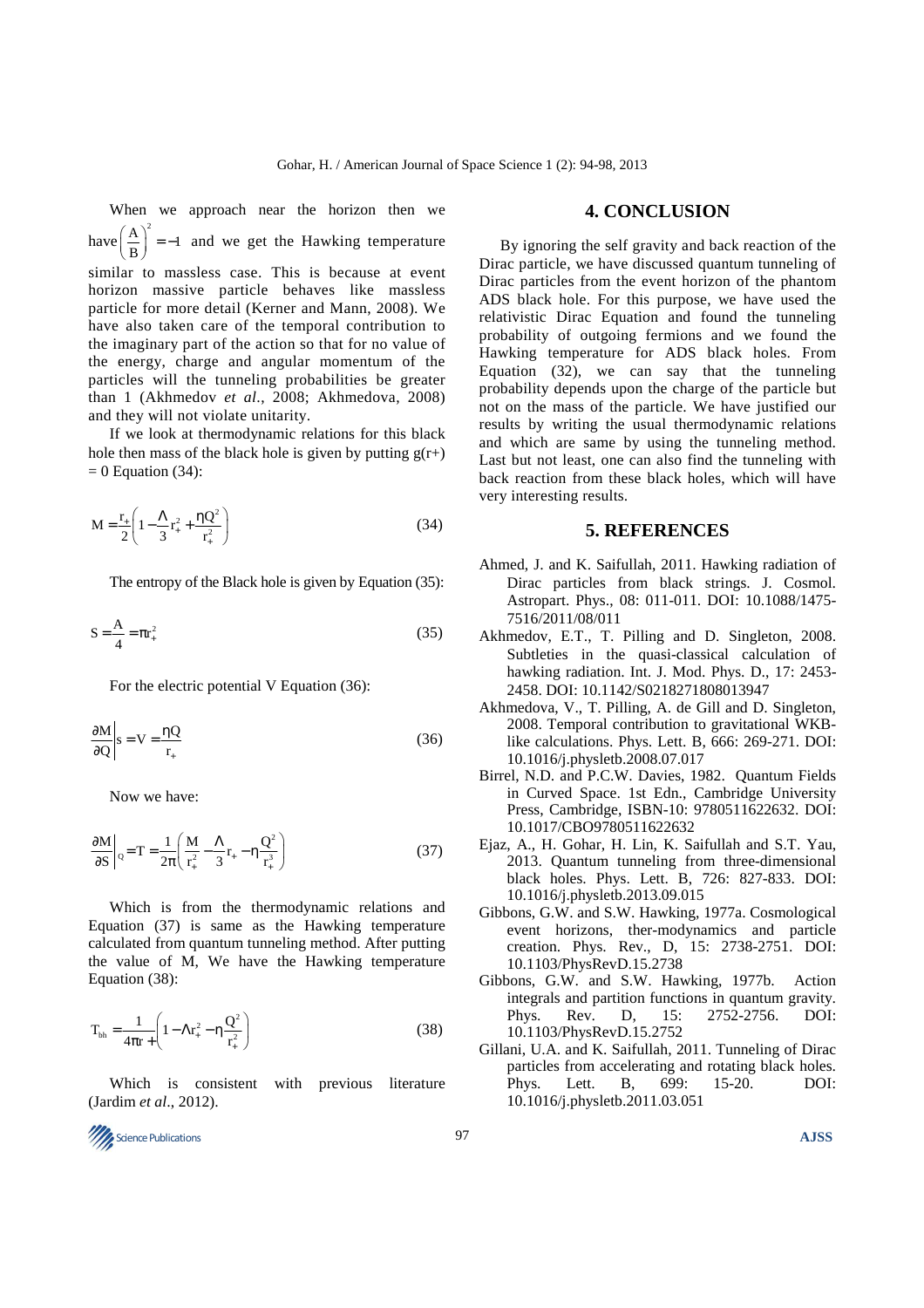When we approach near the horizon then we have $\left(\frac{A}{B}\right)^2 = -1$ and we get the Hawking temperature similar to massless case. This is because at event horizon massive particle behaves like massless particle for more detail (Kerner and Mann, 2008). We have also taken care of the temporal contribution to the imaginary part of the action so that for no value of the energy, charge and angular momentum of the particles will the tunneling probabilities be greater than 1 (Akhmedov *et al*., 2008; Akhmedova, 2008) and they will not violate unitarity.

If we look at thermodynamic relations for this black hole then mass of the black hole is given by putting $g(r+) = 0$ Equation (34):

$$M = \frac{r_+}{2}\left(1 - \frac{\Lambda}{3}r_+^2 + \frac{\eta Q^2}{r_+^2}\right) \tag{34}$$

The entropy of the Black hole is given by Equation (35):

$$S = \frac{A}{4} = \pi r_+^2 \tag{35}$$

For the electric potential V Equation (36):

$$\left.\frac{\partial M}{\partial Q}\right|_S = V = \frac{\eta Q}{r_+} \tag{36}$$

Now we have:

$$\left.\frac{\partial M}{\partial S}\right|_Q = T = \frac{1}{2\pi}\left(\frac{M}{r_+^2} - \frac{\Lambda}{3}r_+ - \eta\frac{Q^2}{r_+^3}\right) \tag{37}$$

Which is from the thermodynamic relations and Equation (37) is same as the Hawking temperature calculated from quantum tunneling method. After putting the value of M, We have the Hawking temperature Equation (38):

$$T_{bh} = \frac{1}{4\pi r_+}\left(1 - \Lambda r_+^2 - \eta\frac{Q^2}{r_+^2}\right) \tag{38}$$

Which is consistent with previous literature (Jardim *et al*., 2012).

## 4. CONCLUSION

By ignoring the self gravity and back reaction of the Dirac particle, we have discussed quantum tunneling of Dirac particles from the event horizon of the phantom ADS black hole. For this purpose, we have used the relativistic Dirac Equation and found the tunneling probability of outgoing fermions and we found the Hawking temperature for ADS black holes. From Equation (32), we can say that the tunneling probability depends upon the charge of the particle but not on the mass of the particle. We have justified our results by writing the usual thermodynamic relations and which are same by using the tunneling method. Last but not least, one can also find the tunneling with back reaction from these black holes, which will have very interesting results.

## 5. REFERENCES

Ahmed, J. and K. Saifullah, 2011. Hawking radiation of Dirac particles from black strings. J. Cosmol. Astropart. Phys., 08: 011-011. DOI: 10.1088/1475-7516/2011/08/011

Akhmedov, E.T., T. Pilling and D. Singleton, 2008. Subtleties in the quasi-classical calculation of hawking radiation. Int. J. Mod. Phys. D., 17: 2453-2458. DOI: 10.1142/S0218271808013947

Akhmedova, V., T. Pilling, A. de Gill and D. Singleton, 2008. Temporal contribution to gravitational WKB-like calculations. Phys. Lett. B, 666: 269-271. DOI: 10.1016/j.physletb.2008.07.017

Birrel, N.D. and P.C.W. Davies, 1982. Quantum Fields in Curved Space. 1st Edn., Cambridge University Press, Cambridge, ISBN-10: 9780511622632. DOI: 10.1017/CBO9780511622632

Ejaz, A., H. Gohar, H. Lin, K. Saifullah and S.T. Yau, 2013. Quantum tunneling from three-dimensional black holes. Phys. Lett. B, 726: 827-833. DOI: 10.1016/j.physletb.2013.09.015

Gibbons, G.W. and S.W. Hawking, 1977a. Cosmological event horizons, ther-modynamics and particle creation. Phys. Rev., D, 15: 2738-2751. DOI: 10.1103/PhysRevD.15.2738

Gibbons, G.W. and S.W. Hawking, 1977b. Action integrals and partition functions in quantum gravity. Phys. Rev. D, 15: 2752-2756. DOI: 10.1103/PhysRevD.15.2752

Gillani, U.A. and K. Saifullah, 2011. Tunneling of Dirac particles from accelerating and rotating black holes. Phys. Lett. B, 699: 15-20. DOI: 10.1016/j.physletb.2011.03.051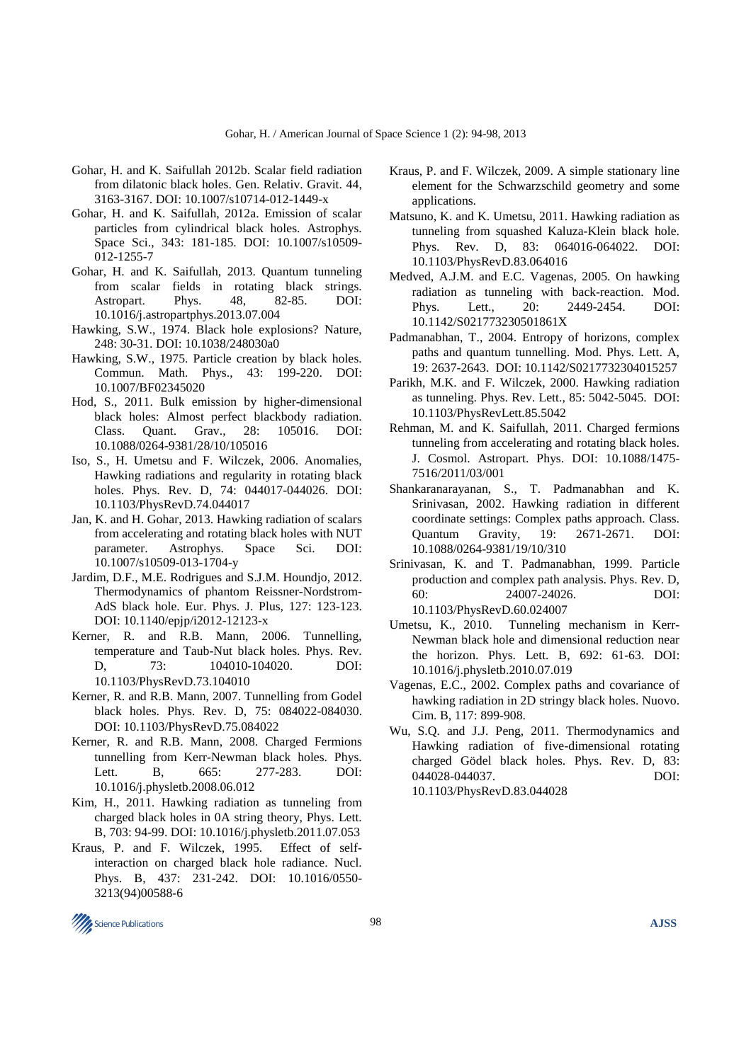Gohar, H. and K. Saifullah 2012b. Scalar field radiation from dilatonic black holes. Gen. Relativ. Gravit. 44, 3163-3167. DOI: 10.1007/s10714-012-1449-x

Gohar, H. and K. Saifullah, 2012a. Emission of scalar particles from cylindrical black holes. Astrophys. Space Sci., 343: 181-185. DOI: 10.1007/s10509-012-1255-7

Gohar, H. and K. Saifullah, 2013. Quantum tunneling from scalar fields in rotating black strings. Astropart. Phys. 48, 82-85. DOI: 10.1016/j.astropartphys.2013.07.004

Hawking, S.W., 1974. Black hole explosions? Nature, 248: 30-31. DOI: 10.1038/248030a0

Hawking, S.W., 1975. Particle creation by black holes. Commun. Math. Phys., 43: 199-220. DOI: 10.1007/BF02345020

Hod, S., 2011. Bulk emission by higher-dimensional black holes: Almost perfect blackbody radiation. Class. Quant. Grav., 28: 105016. DOI: 10.1088/0264-9381/28/10/105016

Iso, S., H. Umetsu and F. Wilczek, 2006. Anomalies, Hawking radiations and regularity in rotating black holes. Phys. Rev. D, 74: 044017-044026. DOI: 10.1103/PhysRevD.74.044017

Jan, K. and H. Gohar, 2013. Hawking radiation of scalars from accelerating and rotating black holes with NUT parameter. Astrophys. Space Sci. DOI: 10.1007/s10509-013-1704-y

Jardim, D.F., M.E. Rodrigues and S.J.M. Houndjo, 2012. Thermodynamics of phantom Reissner-Nordstrom-AdS black hole. Eur. Phys. J. Plus, 127: 123-123. DOI: 10.1140/epjp/i2012-12123-x

Kerner, R. and R.B. Mann, 2006. Tunnelling, temperature and Taub-Nut black holes. Phys. Rev. D, 73: 104010-104020. DOI: 10.1103/PhysRevD.73.104010

Kerner, R. and R.B. Mann, 2007. Tunnelling from Godel black holes. Phys. Rev. D, 75: 084022-084030. DOI: 10.1103/PhysRevD.75.084022

Kerner, R. and R.B. Mann, 2008. Charged Fermions tunnelling from Kerr-Newman black holes. Phys. Lett. B, 665: 277-283. DOI: 10.1016/j.physletb.2008.06.012

Kim, H., 2011. Hawking radiation as tunneling from charged black holes in 0A string theory, Phys. Lett. B, 703: 94-99. DOI: 10.1016/j.physletb.2011.07.053

Kraus, P. and F. Wilczek, 1995. Effect of self-interaction on charged black hole radiance. Nucl. Phys. B, 437: 231-242. DOI: 10.1016/0550-3213(94)00588-6

Kraus, P. and F. Wilczek, 2009. A simple stationary line element for the Schwarzschild geometry and some applications.

Matsuno, K. and K. Umetsu, 2011. Hawking radiation as tunneling from squashed Kaluza-Klein black hole. Phys. Rev. D, 83: 064016-064022. DOI: 10.1103/PhysRevD.83.064016

Medved, A.J.M. and E.C. Vagenas, 2005. On hawking radiation as tunneling with back-reaction. Mod. Phys. Lett., 20: 2449-2454. DOI: 10.1142/S021773230501861X

Padmanabhan, T., 2004. Entropy of horizons, complex paths and quantum tunnelling. Mod. Phys. Lett. A, 19: 2637-2643. DOI: 10.1142/S0217732304015257

Parikh, M.K. and F. Wilczek, 2000. Hawking radiation as tunneling. Phys. Rev. Lett., 85: 5042-5045. DOI: 10.1103/PhysRevLett.85.5042

Rehman, M. and K. Saifullah, 2011. Charged fermions tunneling from accelerating and rotating black holes. J. Cosmol. Astropart. Phys. DOI: 10.1088/1475-7516/2011/03/001

Shankaranarayanan, S., T. Padmanabhan and K. Srinivasan, 2002. Hawking radiation in different coordinate settings: Complex paths approach. Class. Quantum Gravity, 19: 2671-2671. DOI: 10.1088/0264-9381/19/10/310

Srinivasan, K. and T. Padmanabhan, 1999. Particle production and complex path analysis. Phys. Rev. D, 60: 24007-24026. DOI: 10.1103/PhysRevD.60.024007

Umetsu, K., 2010. Tunneling mechanism in Kerr-Newman black hole and dimensional reduction near the horizon. Phys. Lett. B, 692: 61-63. DOI: 10.1016/j.physletb.2010.07.019

Vagenas, E.C., 2002. Complex paths and covariance of hawking radiation in 2D stringy black holes. Nuovo. Cim. B, 117: 899-908.

Wu, S.Q. and J.J. Peng, 2011. Thermodynamics and Hawking radiation of five-dimensional rotating charged Gödel black holes. Phys. Rev. D, 83: 044028-044037. DOI: 10.1103/PhysRevD.83.044028